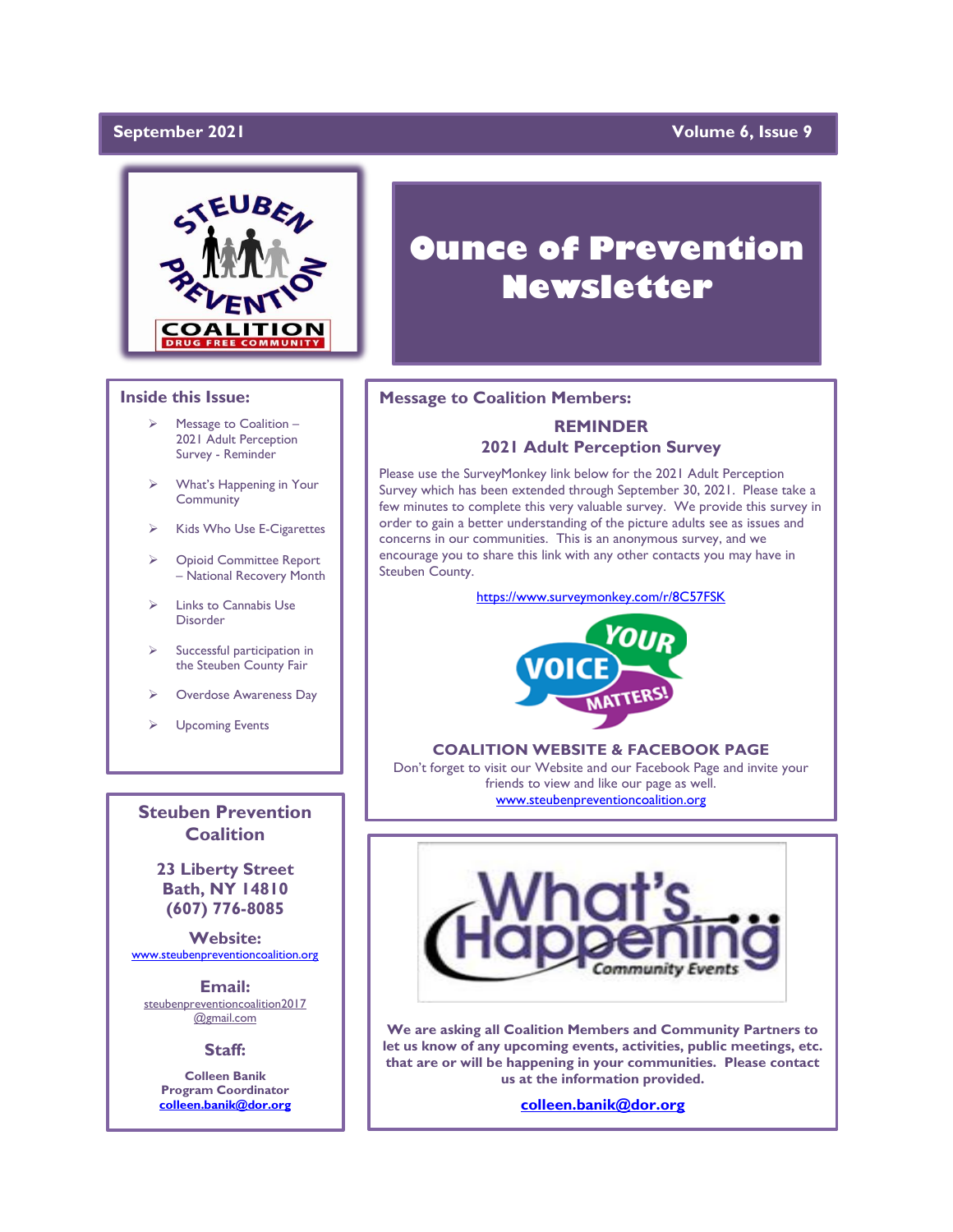September 2021 — Volume 6, Issue 9

# Ounce of Prevention Newsletter

## Inside this Issue:

- Message to Coalition – 2021 Adult Perception Survey - Reminder
- What's Happening in Your Community
- Kids Who Use E-Cigarettes
- Opioid Committee Report – National Recovery Month
- Links to Cannabis Use Disorder
- Successful participation in the Steuben County Fair
- Overdose Awareness Day
- Upcoming Events

## Message to Coalition Members:

### REMINDER
### 2021 Adult Perception Survey

Please use the SurveyMonkey link below for the 2021 Adult Perception Survey which has been extended through September 30, 2021. Please take a few minutes to complete this very valuable survey. We provide this survey in order to gain a better understanding of the picture adults see as issues and concerns in our communities. This is an anonymous survey, and we encourage you to share this link with any other contacts you may have in Steuben County.

https://www.surveymonkey.com/r/8C57FSK

YOUR VOICE MATTERS!

### COALITION WEBSITE & FACEBOOK PAGE

Don't forget to visit our Website and our Facebook Page and invite your friends to view and like our page as well.

www.steubenpreventioncoalition.org

## What's Happening Community Events

**We are asking all Coalition Members and Community Partners to let us know of any upcoming events, activities, public meetings, etc. that are or will be happening in your communities. Please contact us at the information provided.**

**colleen.banik@dor.org**

## Steuben Prevention Coalition

**23 Liberty Street**
**Bath, NY 14810**
**(607) 776-8085**

**Website:**
www.steubenpreventioncoalition.org

**Email:**
steubenpreventioncoalition2017@gmail.com

**Staff:**

**Colleen Banik**
**Program Coordinator**
**colleen.banik@dor.org**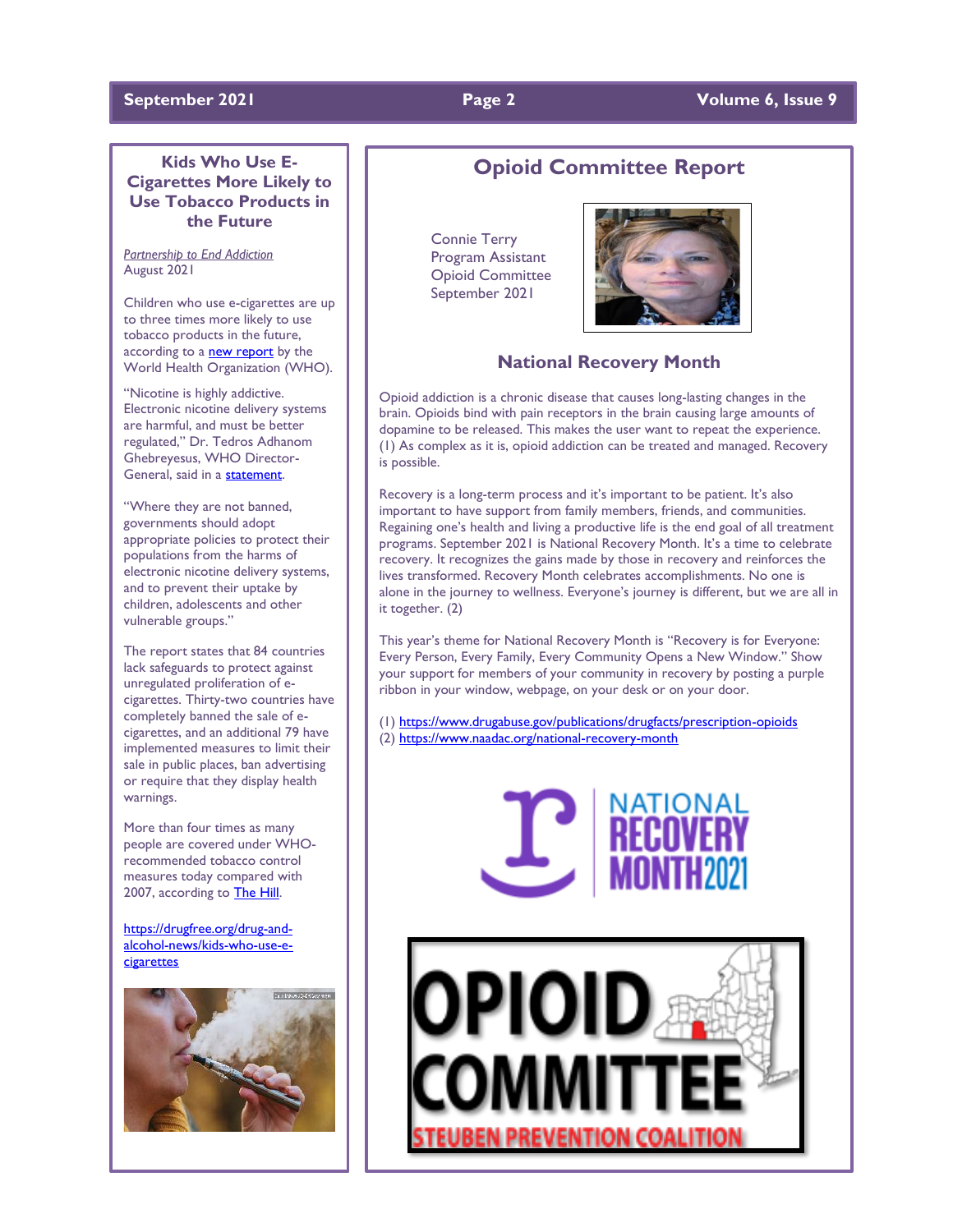## Kids Who Use E-Cigarettes More Likely to Use Tobacco Products in the Future

*Partnership to End Addiction*
August 2021

Children who use e-cigarettes are up to three times more likely to use tobacco products in the future, according to a new report by the World Health Organization (WHO).

"Nicotine is highly addictive. Electronic nicotine delivery systems are harmful, and must be better regulated," Dr. Tedros Adhanom Ghebreyesus, WHO Director-General, said in a statement.

"Where they are not banned, governments should adopt appropriate policies to protect their populations from the harms of electronic nicotine delivery systems, and to prevent their uptake by children, adolescents and other vulnerable groups."

The report states that 84 countries lack safeguards to protect against unregulated proliferation of e-cigarettes. Thirty-two countries have completely banned the sale of e-cigarettes, and an additional 79 have implemented measures to limit their sale in public places, ban advertising or require that they display health warnings.

More than four times as many people are covered under WHO-recommended tobacco control measures today compared with 2007, according to The Hill.

https://drugfree.org/drug-and-alcohol-news/kids-who-use-e-cigarettes

## Opioid Committee Report

Connie Terry
Program Assistant
Opioid Committee
September 2021

### National Recovery Month

Opioid addiction is a chronic disease that causes long-lasting changes in the brain. Opioids bind with pain receptors in the brain causing large amounts of dopamine to be released. This makes the user want to repeat the experience. (1) As complex as it is, opioid addiction can be treated and managed. Recovery is possible.

Recovery is a long-term process and it's important to be patient. It's also important to have support from family members, friends, and communities. Regaining one's health and living a productive life is the end goal of all treatment programs. September 2021 is National Recovery Month. It's a time to celebrate recovery. It recognizes the gains made by those in recovery and reinforces the lives transformed. Recovery Month celebrates accomplishments. No one is alone in the journey to wellness. Everyone's journey is different, but we are all in it together. (2)

This year's theme for National Recovery Month is "Recovery is for Everyone: Every Person, Every Family, Every Community Opens a New Window." Show your support for members of your community in recovery by posting a purple ribbon in your window, webpage, on your desk or on your door.

(1) https://www.drugabuse.gov/publications/drugfacts/prescription-opioids
(2) https://www.naadac.org/national-recovery-month

NATIONAL RECOVERY MONTH 2021

OPIOID COMMITTEE
STEUBEN PREVENTION COALITION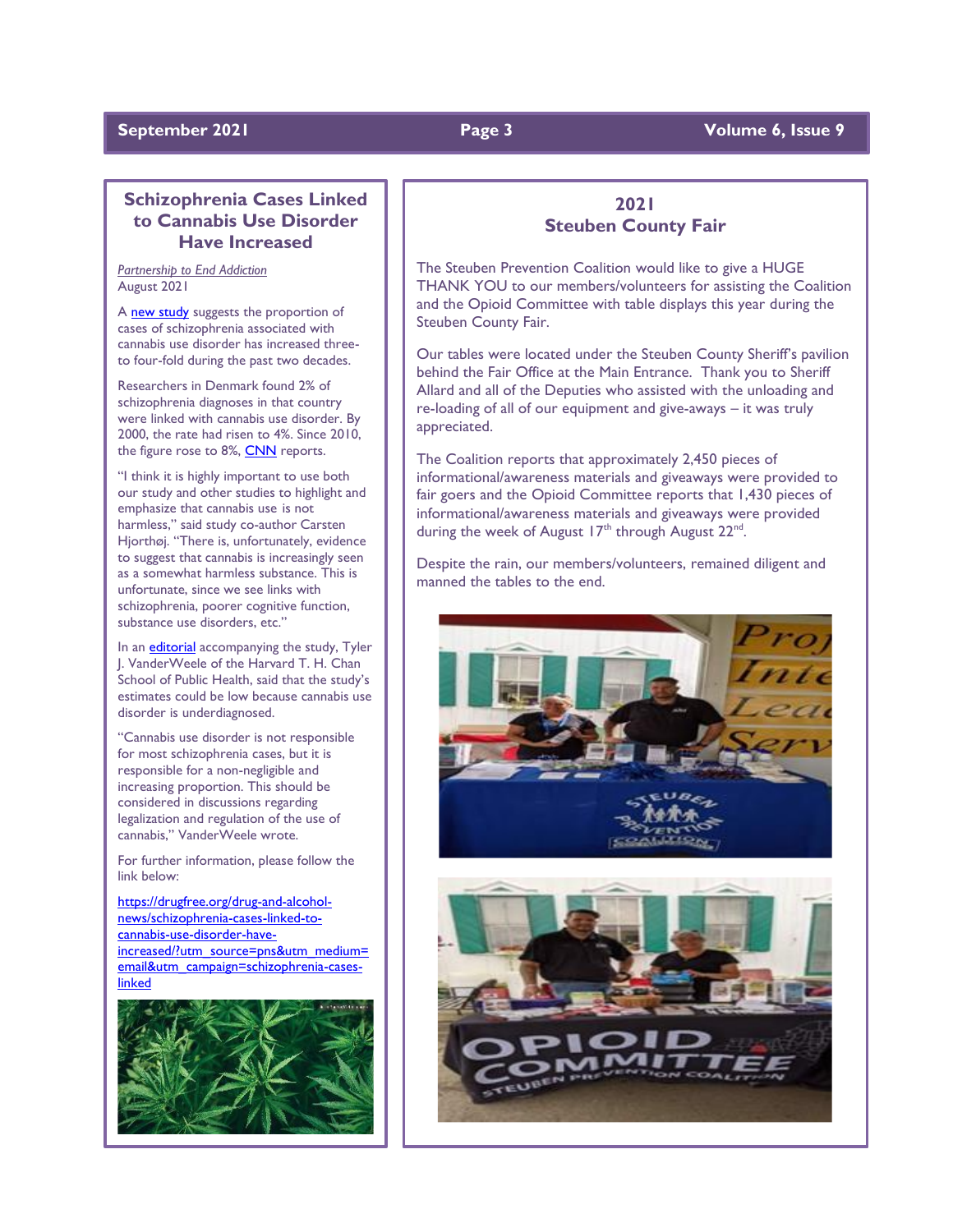## Schizophrenia Cases Linked to Cannabis Use Disorder Have Increased

*Partnership to End Addiction*
August 2021

A new study suggests the proportion of cases of schizophrenia associated with cannabis use disorder has increased three- to four-fold during the past two decades.

Researchers in Denmark found 2% of schizophrenia diagnoses in that country were linked with cannabis use disorder. By 2000, the rate had risen to 4%. Since 2010, the figure rose to 8%, CNN reports.

"I think it is highly important to use both our study and other studies to highlight and emphasize that cannabis use is not harmless," said study co-author Carsten Hjorthøj. "There is, unfortunately, evidence to suggest that cannabis is increasingly seen as a somewhat harmless substance. This is unfortunate, since we see links with schizophrenia, poorer cognitive function, substance use disorders, etc."

In an editorial accompanying the study, Tyler J. VanderWeele of the Harvard T. H. Chan School of Public Health, said that the study's estimates could be low because cannabis use disorder is underdiagnosed.

"Cannabis use disorder is not responsible for most schizophrenia cases, but it is responsible for a non-negligible and increasing proportion. This should be considered in discussions regarding legalization and regulation of the use of cannabis," VanderWeele wrote.

For further information, please follow the link below:

https://drugfree.org/drug-and-alcohol-news/schizophrenia-cases-linked-to-cannabis-use-disorder-have-increased/?utm_source=pns&utm_medium=email&utm_campaign=schizophrenia-cases-linked

## 2021 Steuben County Fair

The Steuben Prevention Coalition would like to give a HUGE THANK YOU to our members/volunteers for assisting the Coalition and the Opioid Committee with table displays this year during the Steuben County Fair.

Our tables were located under the Steuben County Sheriff's pavilion behind the Fair Office at the Main Entrance. Thank you to Sheriff Allard and all of the Deputies who assisted with the unloading and re-loading of all of our equipment and give-aways – it was truly appreciated.

The Coalition reports that approximately 2,450 pieces of informational/awareness materials and giveaways were provided to fair goers and the Opioid Committee reports that 1,430 pieces of informational/awareness materials and giveaways were provided during the week of August 17th through August 22nd.

Despite the rain, our members/volunteers, remained diligent and manned the tables to the end.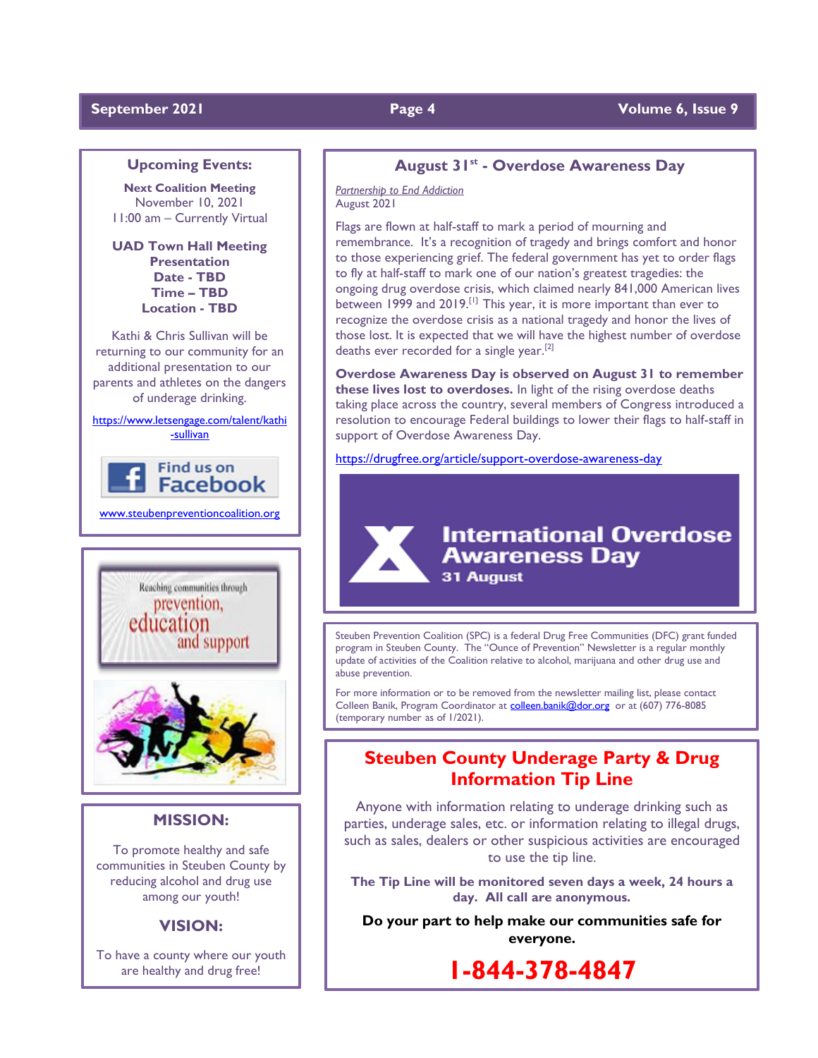## Upcoming Events:

**Next Coalition Meeting**
November 10, 2021
11:00 am – Currently Virtual

**UAD Town Hall Meeting Presentation**
**Date - TBD**
**Time – TBD**
**Location - TBD**

Kathi & Chris Sullivan will be returning to our community for an additional presentation to our parents and athletes on the dangers of underage drinking.

https://www.letsengage.com/talent/kathi-sullivan

Find us on Facebook

www.steubenpreventioncoalition.org

Reaching communities through prevention, education and support

## MISSION:

To promote healthy and safe communities in Steuben County by reducing alcohol and drug use among our youth!

## VISION:

To have a county where our youth are healthy and drug free!

## August 31st - Overdose Awareness Day

*Partnership to End Addiction*
August 2021

Flags are flown at half-staff to mark a period of mourning and remembrance. It's a recognition of tragedy and brings comfort and honor to those experiencing grief. The federal government has yet to order flags to fly at half-staff to mark one of our nation's greatest tragedies: the ongoing drug overdose crisis, which claimed nearly 841,000 American lives between 1999 and 2019.[1] This year, it is more important than ever to recognize the overdose crisis as a national tragedy and honor the lives of those lost. It is expected that we will have the highest number of overdose deaths ever recorded for a single year.[2]

**Overdose Awareness Day is observed on August 31 to remember these lives lost to overdoses.** In light of the rising overdose deaths taking place across the country, several members of Congress introduced a resolution to encourage Federal buildings to lower their flags to half-staff in support of Overdose Awareness Day.

https://drugfree.org/article/support-overdose-awareness-day

International Overdose Awareness Day
31 August

Steuben Prevention Coalition (SPC) is a federal Drug Free Communities (DFC) grant funded program in Steuben County. The "Ounce of Prevention" Newsletter is a regular monthly update of activities of the Coalition relative to alcohol, marijuana and other drug use and abuse prevention.

For more information or to be removed from the newsletter mailing list, please contact Colleen Banik, Program Coordinator at colleen.banik@dor.org or at (607) 776-8085 (temporary number as of 1/2021).

## Steuben County Underage Party & Drug Information Tip Line

Anyone with information relating to underage drinking such as parties, underage sales, etc. or information relating to illegal drugs, such as sales, dealers or other suspicious activities are encouraged to use the tip line.

**The Tip Line will be monitored seven days a week, 24 hours a day. All call are anonymous.**

**Do your part to help make our communities safe for everyone.**

**1-844-378-4847**